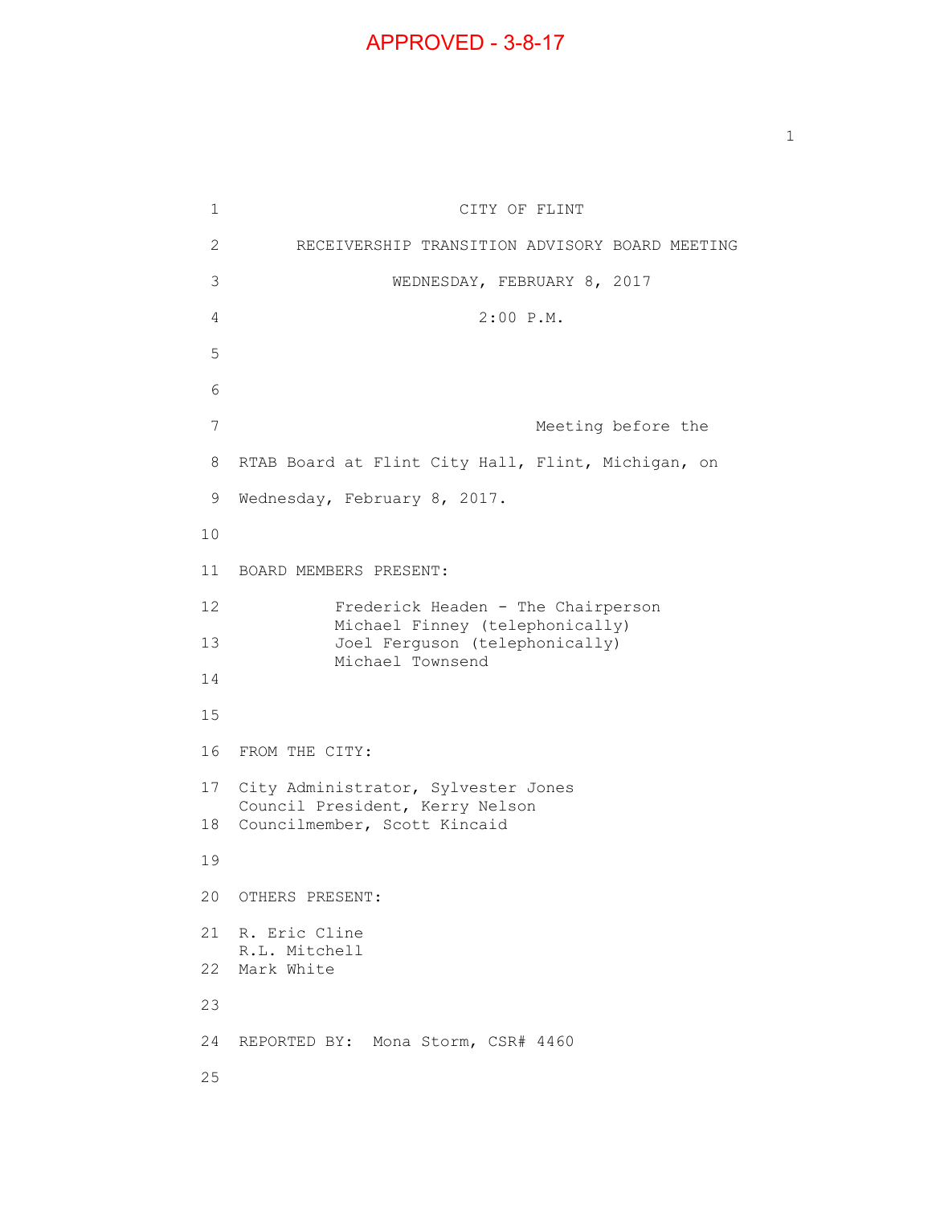APPROVED - 3-8-17

CITY OF FLINT

RECEIVERSHIP TRANSITION ADVISORY BOARD MEETING

WEDNESDAY, FEBRUARY 8, 2017

2:00 P.M.

Meeting before the RTAB Board at Flint City Hall, Flint, Michigan, on Wednesday, February 8, 2017.

BOARD MEMBERS PRESENT:

Frederick Headen - The Chairperson
Michael Finney (telephonically)
Joel Ferguson (telephonically)
Michael Townsend

FROM THE CITY:

City Administrator, Sylvester Jones
Council President, Kerry Nelson
Councilmember, Scott Kincaid

OTHERS PRESENT:

R. Eric Cline
R.L. Mitchell
Mark White

REPORTED BY: Mona Storm, CSR# 4460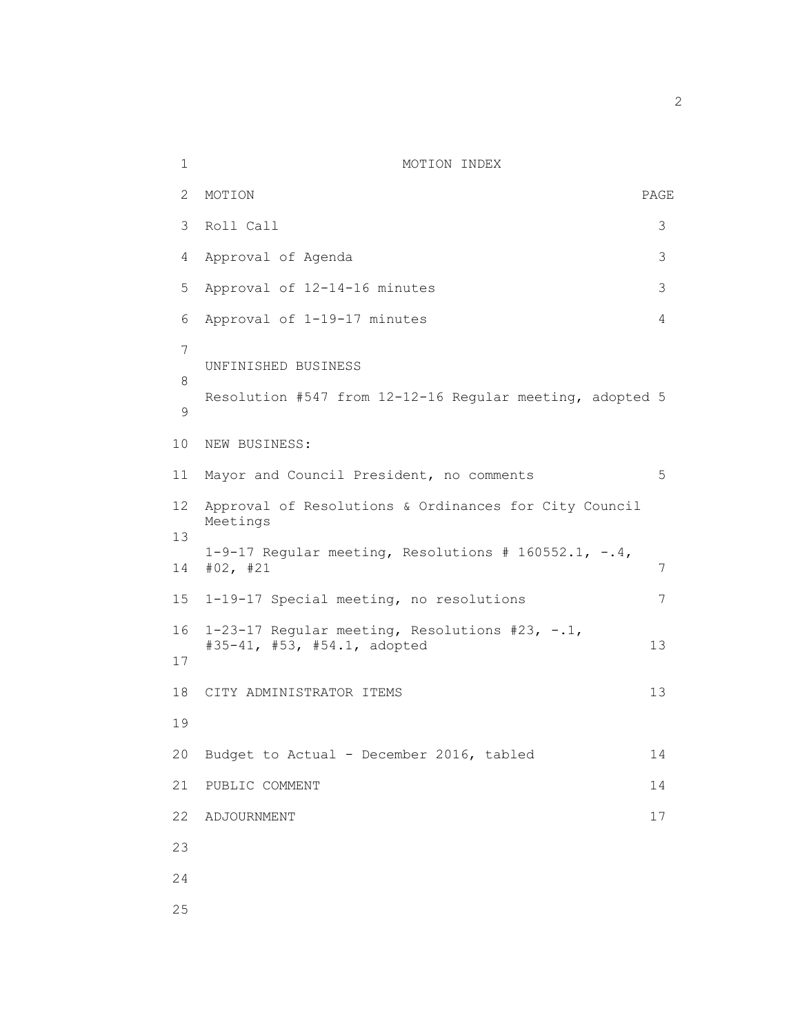# MOTION INDEX

| MOTION | PAGE |
| --- | --- |
| Roll Call | 3 |
| Approval of Agenda | 3 |
| Approval of 12-14-16 minutes | 3 |
| Approval of 1-19-17 minutes | 4 |
| UNFINISHED BUSINESS | |
| Resolution #547 from 12-12-16 Regular meeting, adopted | 5 |
| NEW BUSINESS: | |
| Mayor and Council President, no comments | 5 |
| Approval of Resolutions & Ordinances for City Council Meetings | |
| 1-9-17 Regular meeting, Resolutions # 160552.1, -.4, #02, #21 | 7 |
| 1-19-17 Special meeting, no resolutions | 7 |
| 1-23-17 Regular meeting, Resolutions #23, -.1, #35-41, #53, #54.1, adopted | 13 |
| CITY ADMINISTRATOR ITEMS | 13 |
| Budget to Actual - December 2016, tabled | 14 |
| PUBLIC COMMENT | 14 |
| ADJOURNMENT | 17 |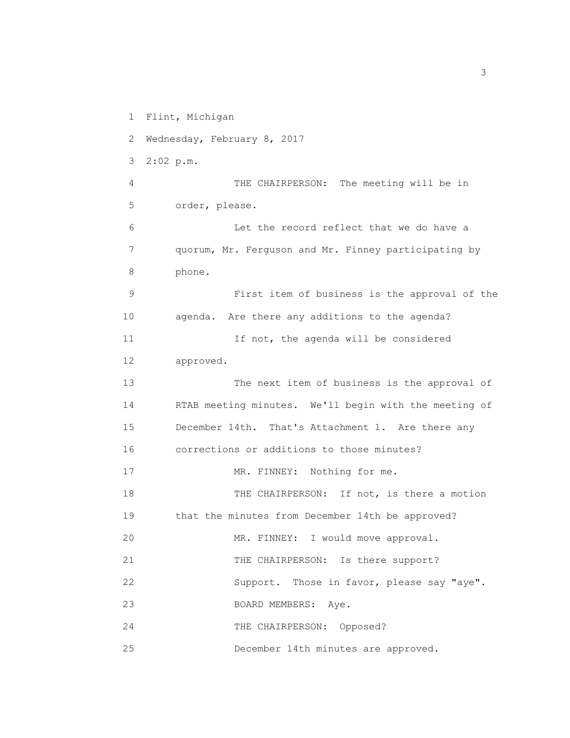Flint, Michigan

Wednesday, February 8, 2017

2:02 p.m.

THE CHAIRPERSON: The meeting will be in order, please.

Let the record reflect that we do have a quorum, Mr. Ferguson and Mr. Finney participating by phone.

First item of business is the approval of the agenda. Are there any additions to the agenda?

If not, the agenda will be considered approved.

The next item of business is the approval of RTAB meeting minutes. We'll begin with the meeting of December 14th. That's Attachment 1. Are there any corrections or additions to those minutes?

MR. FINNEY: Nothing for me.

THE CHAIRPERSON: If not, is there a motion that the minutes from December 14th be approved?

MR. FINNEY: I would move approval.

THE CHAIRPERSON: Is there support?

Support. Those in favor, please say "aye".

BOARD MEMBERS: Aye.

THE CHAIRPERSON: Opposed?

December 14th minutes are approved.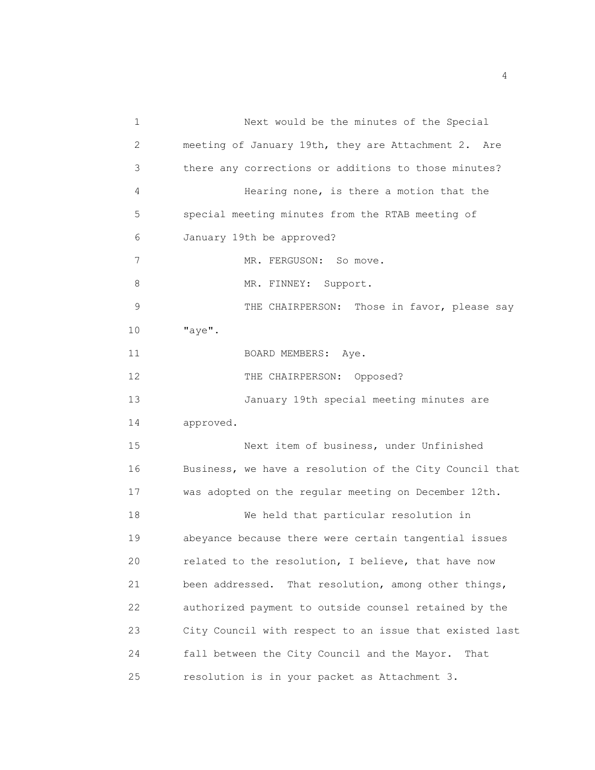Next would be the minutes of the Special meeting of January 19th, they are Attachment 2. Are there any corrections or additions to those minutes?

Hearing none, is there a motion that the special meeting minutes from the RTAB meeting of January 19th be approved?

MR. FERGUSON: So move.

MR. FINNEY: Support.

THE CHAIRPERSON: Those in favor, please say "aye".

BOARD MEMBERS: Aye.

THE CHAIRPERSON: Opposed?

January 19th special meeting minutes are approved.

Next item of business, under Unfinished Business, we have a resolution of the City Council that was adopted on the regular meeting on December 12th.

We held that particular resolution in abeyance because there were certain tangential issues related to the resolution, I believe, that have now been addressed. That resolution, among other things, authorized payment to outside counsel retained by the City Council with respect to an issue that existed last fall between the City Council and the Mayor. That resolution is in your packet as Attachment 3.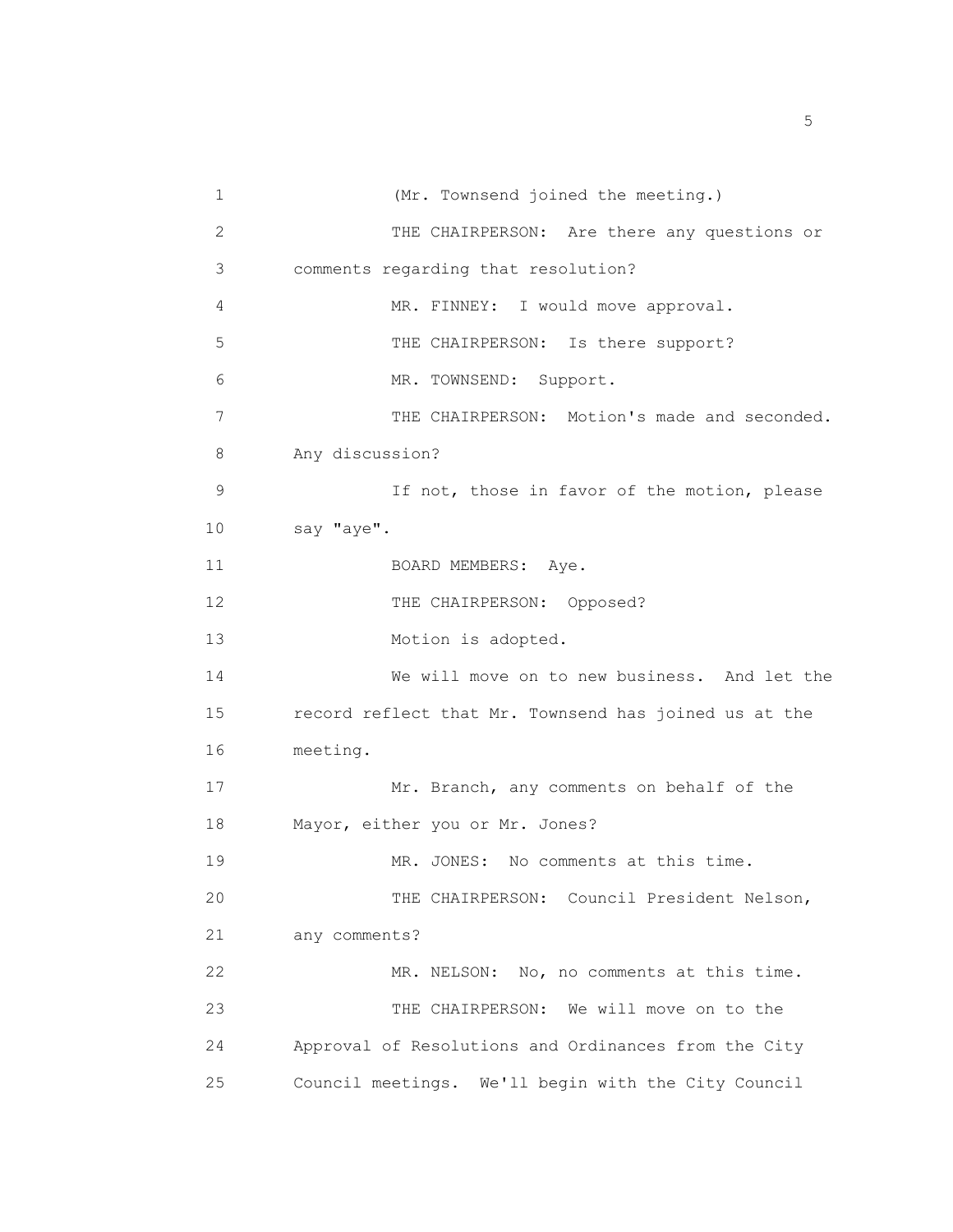(Mr. Townsend joined the meeting.)

THE CHAIRPERSON: Are there any questions or comments regarding that resolution?

MR. FINNEY: I would move approval.

THE CHAIRPERSON: Is there support?

MR. TOWNSEND: Support.

THE CHAIRPERSON: Motion's made and seconded. Any discussion?

If not, those in favor of the motion, please say "aye".

BOARD MEMBERS: Aye.

THE CHAIRPERSON: Opposed?

Motion is adopted.

We will move on to new business. And let the record reflect that Mr. Townsend has joined us at the meeting.

Mr. Branch, any comments on behalf of the Mayor, either you or Mr. Jones?

MR. JONES: No comments at this time.

THE CHAIRPERSON: Council President Nelson, any comments?

MR. NELSON: No, no comments at this time.

THE CHAIRPERSON: We will move on to the Approval of Resolutions and Ordinances from the City Council meetings. We'll begin with the City Council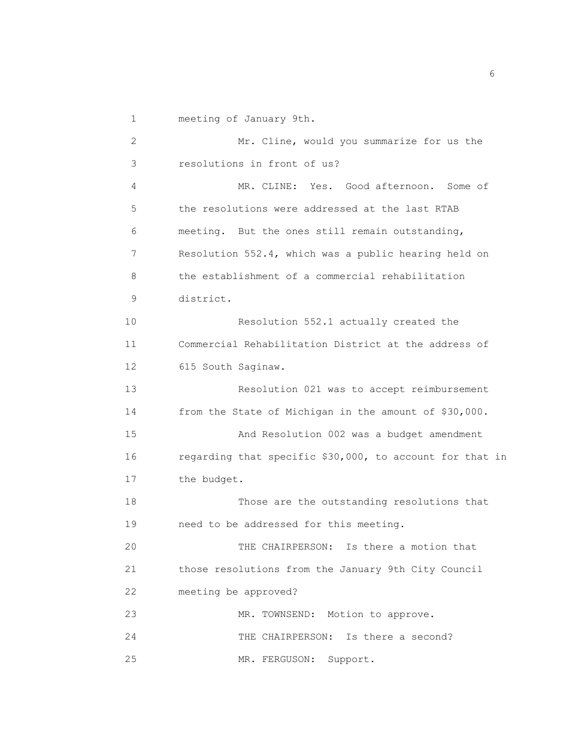meeting of January 9th.

Mr. Cline, would you summarize for us the resolutions in front of us?

MR. CLINE: Yes. Good afternoon. Some of the resolutions were addressed at the last RTAB meeting. But the ones still remain outstanding, Resolution 552.4, which was a public hearing held on the establishment of a commercial rehabilitation district.

Resolution 552.1 actually created the Commercial Rehabilitation District at the address of 615 South Saginaw.

Resolution 021 was to accept reimbursement from the State of Michigan in the amount of $30,000.

And Resolution 002 was a budget amendment regarding that specific $30,000, to account for that in the budget.

Those are the outstanding resolutions that need to be addressed for this meeting.

THE CHAIRPERSON: Is there a motion that those resolutions from the January 9th City Council meeting be approved?

MR. TOWNSEND: Motion to approve.

THE CHAIRPERSON: Is there a second?

MR. FERGUSON: Support.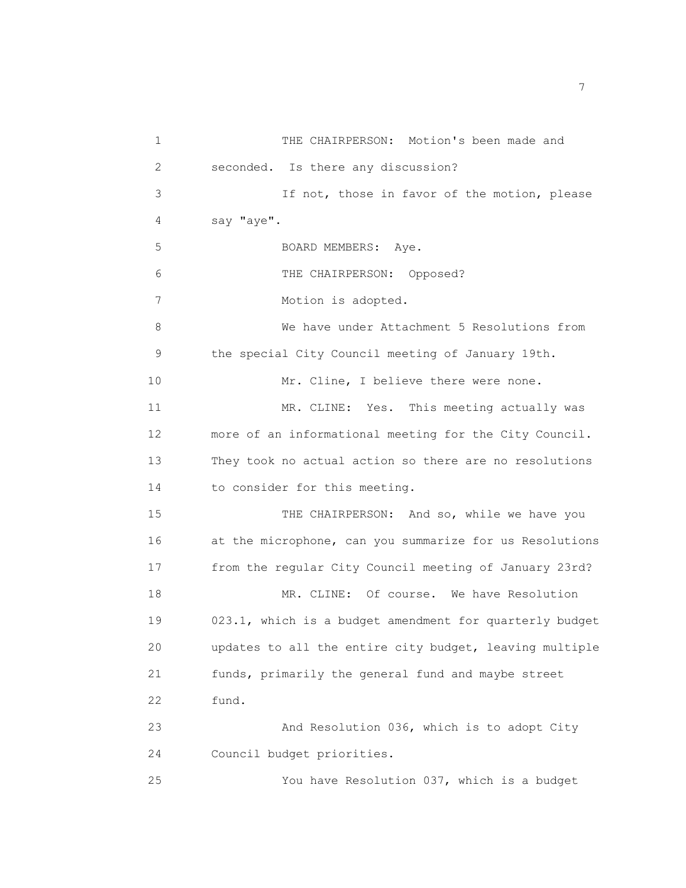THE CHAIRPERSON: Motion's been made and seconded. Is there any discussion?

If not, those in favor of the motion, please say "aye".

BOARD MEMBERS: Aye.

THE CHAIRPERSON: Opposed?

Motion is adopted.

We have under Attachment 5 Resolutions from the special City Council meeting of January 19th.

Mr. Cline, I believe there were none.

MR. CLINE: Yes. This meeting actually was more of an informational meeting for the City Council. They took no actual action so there are no resolutions to consider for this meeting.

THE CHAIRPERSON: And so, while we have you at the microphone, can you summarize for us Resolutions from the regular City Council meeting of January 23rd?

MR. CLINE: Of course. We have Resolution 023.1, which is a budget amendment for quarterly budget updates to all the entire city budget, leaving multiple funds, primarily the general fund and maybe street fund.

And Resolution 036, which is to adopt City Council budget priorities.

You have Resolution 037, which is a budget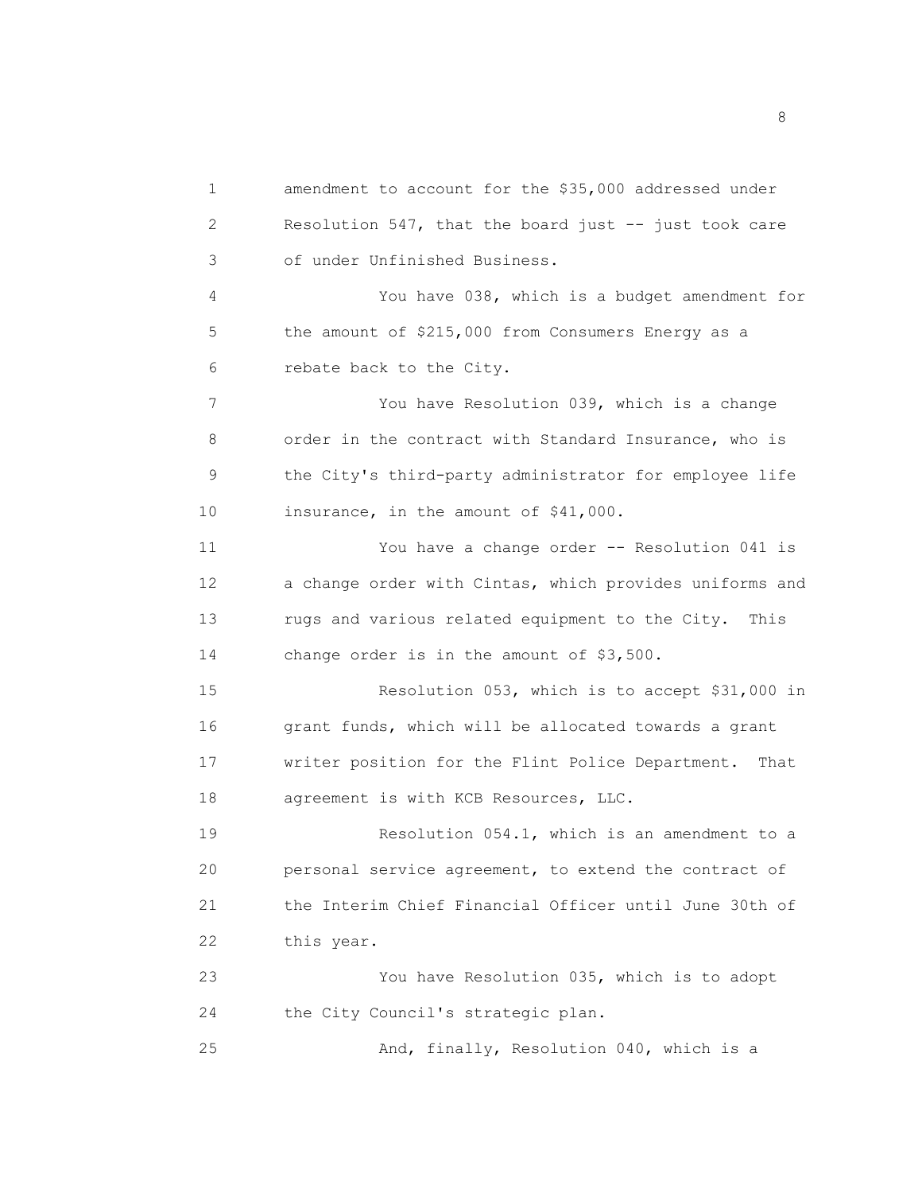amendment to account for the $35,000 addressed under Resolution 547, that the board just -- just took care of under Unfinished Business.

You have 038, which is a budget amendment for the amount of $215,000 from Consumers Energy as a rebate back to the City.

You have Resolution 039, which is a change order in the contract with Standard Insurance, who is the City's third-party administrator for employee life insurance, in the amount of $41,000.

You have a change order -- Resolution 041 is a change order with Cintas, which provides uniforms and rugs and various related equipment to the City. This change order is in the amount of $3,500.

Resolution 053, which is to accept $31,000 in grant funds, which will be allocated towards a grant writer position for the Flint Police Department. That agreement is with KCB Resources, LLC.

Resolution 054.1, which is an amendment to a personal service agreement, to extend the contract of the Interim Chief Financial Officer until June 30th of this year.

You have Resolution 035, which is to adopt the City Council's strategic plan.

And, finally, Resolution 040, which is a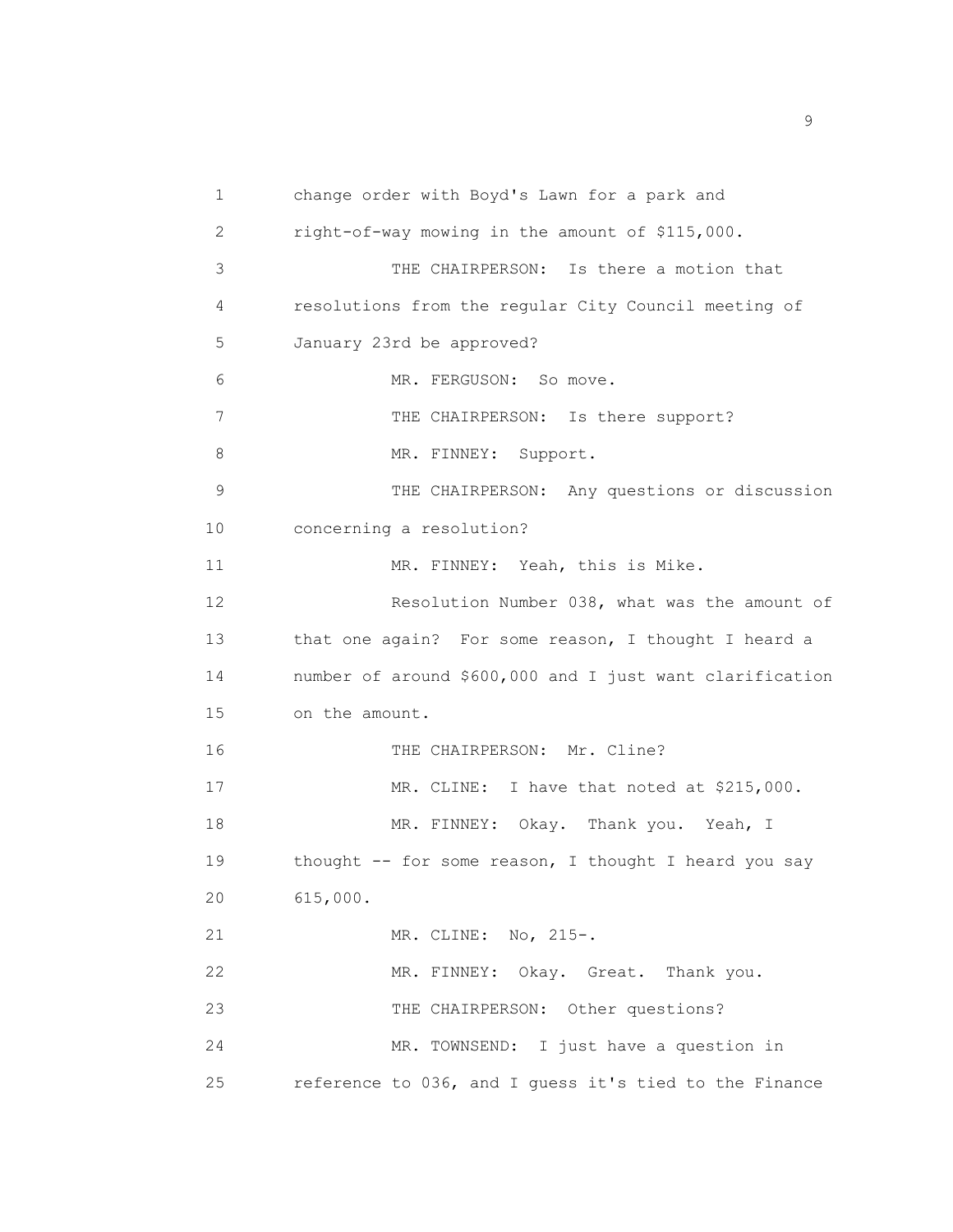change order with Boyd's Lawn for a park and right-of-way mowing in the amount of $115,000.

THE CHAIRPERSON: Is there a motion that resolutions from the regular City Council meeting of January 23rd be approved?

MR. FERGUSON: So move.

THE CHAIRPERSON: Is there support?

MR. FINNEY: Support.

THE CHAIRPERSON: Any questions or discussion concerning a resolution?

MR. FINNEY: Yeah, this is Mike.

Resolution Number 038, what was the amount of that one again? For some reason, I thought I heard a number of around $600,000 and I just want clarification on the amount.

THE CHAIRPERSON: Mr. Cline?

MR. CLINE: I have that noted at $215,000.

MR. FINNEY: Okay. Thank you. Yeah, I thought -- for some reason, I thought I heard you say 615,000.

MR. CLINE: No, 215-.

MR. FINNEY: Okay. Great. Thank you.

THE CHAIRPERSON: Other questions?

MR. TOWNSEND: I just have a question in reference to 036, and I guess it's tied to the Finance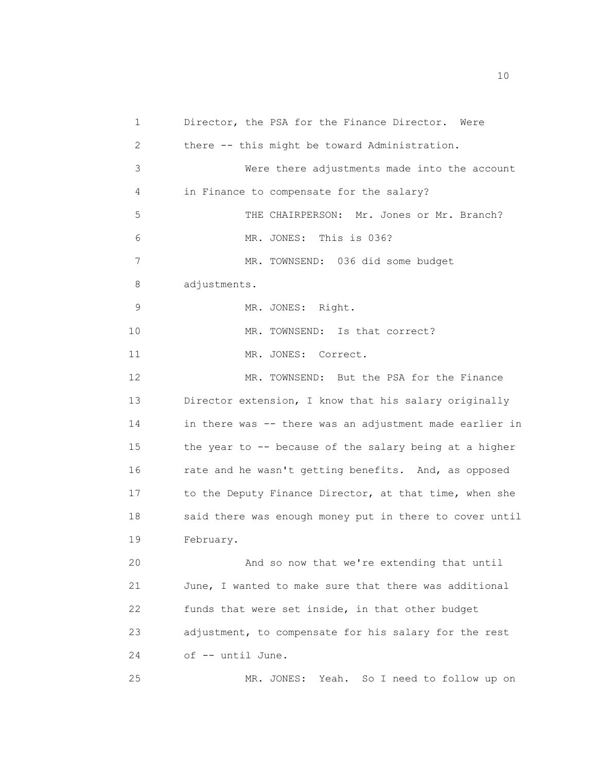Director, the PSA for the Finance Director. Were there -- this might be toward Administration.

Were there adjustments made into the account in Finance to compensate for the salary?

THE CHAIRPERSON: Mr. Jones or Mr. Branch?

MR. JONES: This is 036?

MR. TOWNSEND: 036 did some budget adjustments.

MR. JONES: Right.

MR. TOWNSEND: Is that correct?

MR. JONES: Correct.

MR. TOWNSEND: But the PSA for the Finance Director extension, I know that his salary originally in there was -- there was an adjustment made earlier in the year to -- because of the salary being at a higher rate and he wasn't getting benefits. And, as opposed to the Deputy Finance Director, at that time, when she said there was enough money put in there to cover until February.

And so now that we're extending that until June, I wanted to make sure that there was additional funds that were set inside, in that other budget adjustment, to compensate for his salary for the rest of -- until June.

MR. JONES: Yeah. So I need to follow up on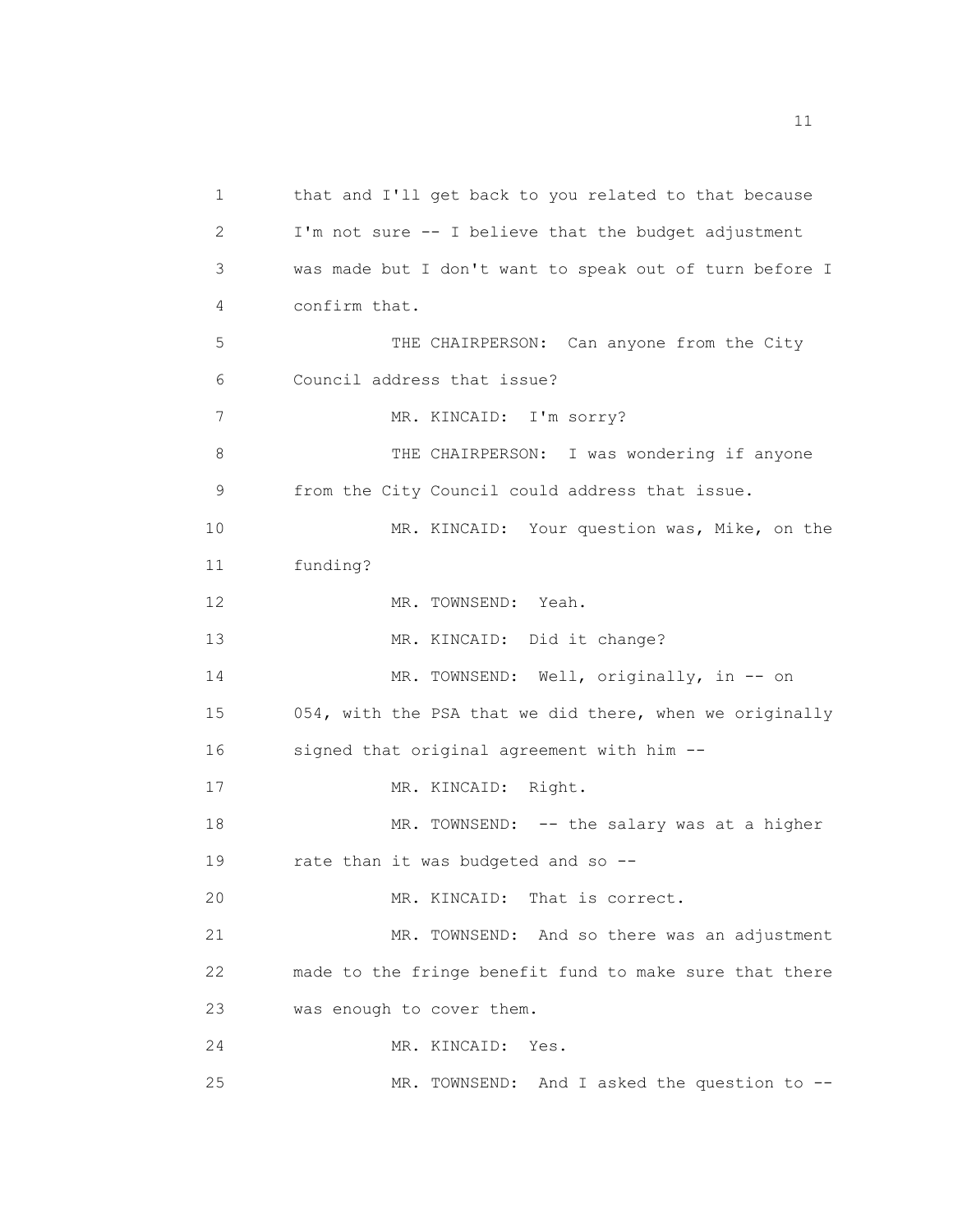that and I'll get back to you related to that because I'm not sure -- I believe that the budget adjustment was made but I don't want to speak out of turn before I confirm that.

THE CHAIRPERSON: Can anyone from the City Council address that issue?

MR. KINCAID: I'm sorry?

THE CHAIRPERSON: I was wondering if anyone from the City Council could address that issue.

MR. KINCAID: Your question was, Mike, on the funding?

MR. TOWNSEND: Yeah.

MR. KINCAID: Did it change?

MR. TOWNSEND: Well, originally, in -- on 054, with the PSA that we did there, when we originally signed that original agreement with him --

MR. KINCAID: Right.

MR. TOWNSEND: -- the salary was at a higher rate than it was budgeted and so --

MR. KINCAID: That is correct.

MR. TOWNSEND: And so there was an adjustment made to the fringe benefit fund to make sure that there was enough to cover them.

MR. KINCAID: Yes.

MR. TOWNSEND: And I asked the question to --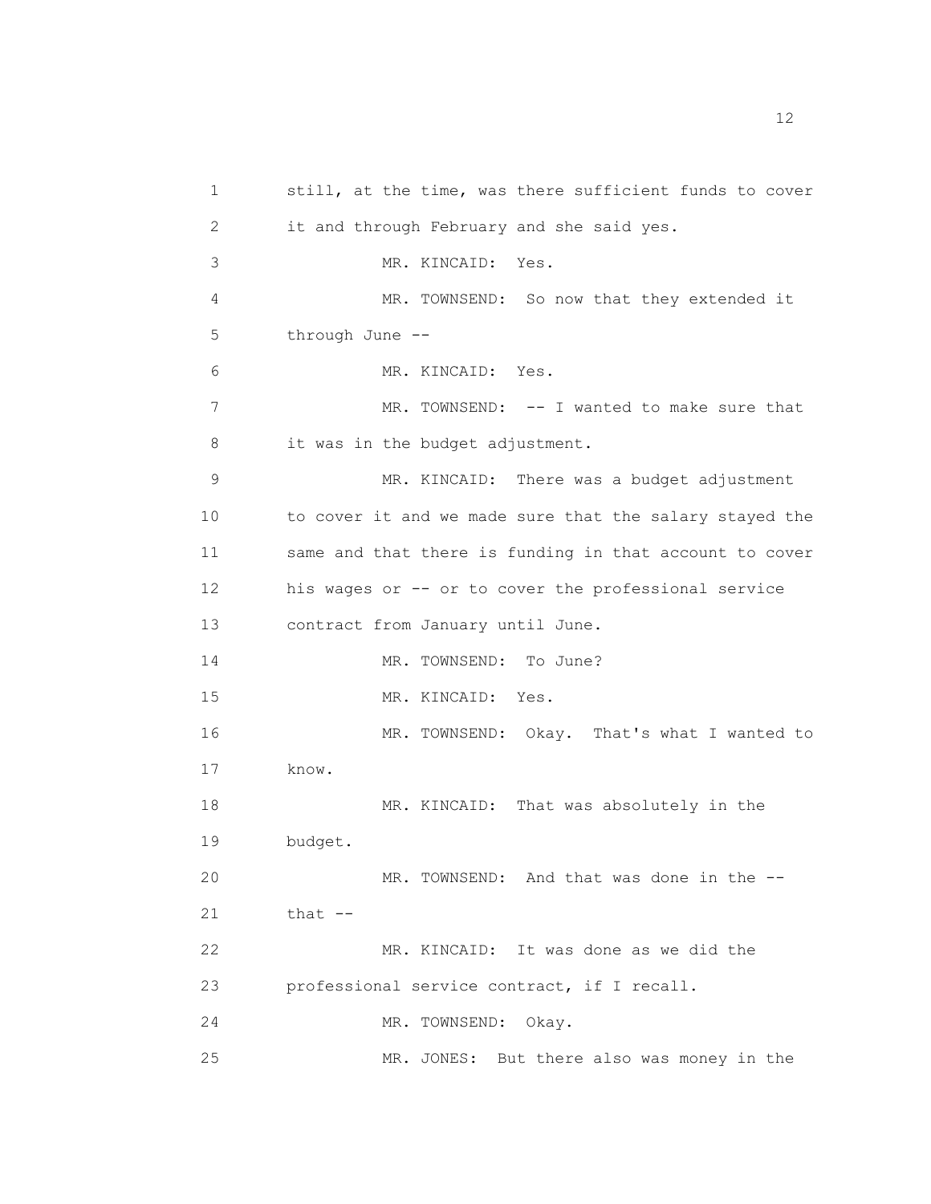still, at the time, was there sufficient funds to cover it and through February and she said yes.

MR. KINCAID: Yes.

MR. TOWNSEND: So now that they extended it through June --

MR. KINCAID: Yes.

MR. TOWNSEND: -- I wanted to make sure that it was in the budget adjustment.

MR. KINCAID: There was a budget adjustment to cover it and we made sure that the salary stayed the same and that there is funding in that account to cover his wages or -- or to cover the professional service contract from January until June.

MR. TOWNSEND: To June?

MR. KINCAID: Yes.

MR. TOWNSEND: Okay. That's what I wanted to know.

MR. KINCAID: That was absolutely in the budget.

MR. TOWNSEND: And that was done in the -- that --

MR. KINCAID: It was done as we did the professional service contract, if I recall.

MR. TOWNSEND: Okay.

MR. JONES: But there also was money in the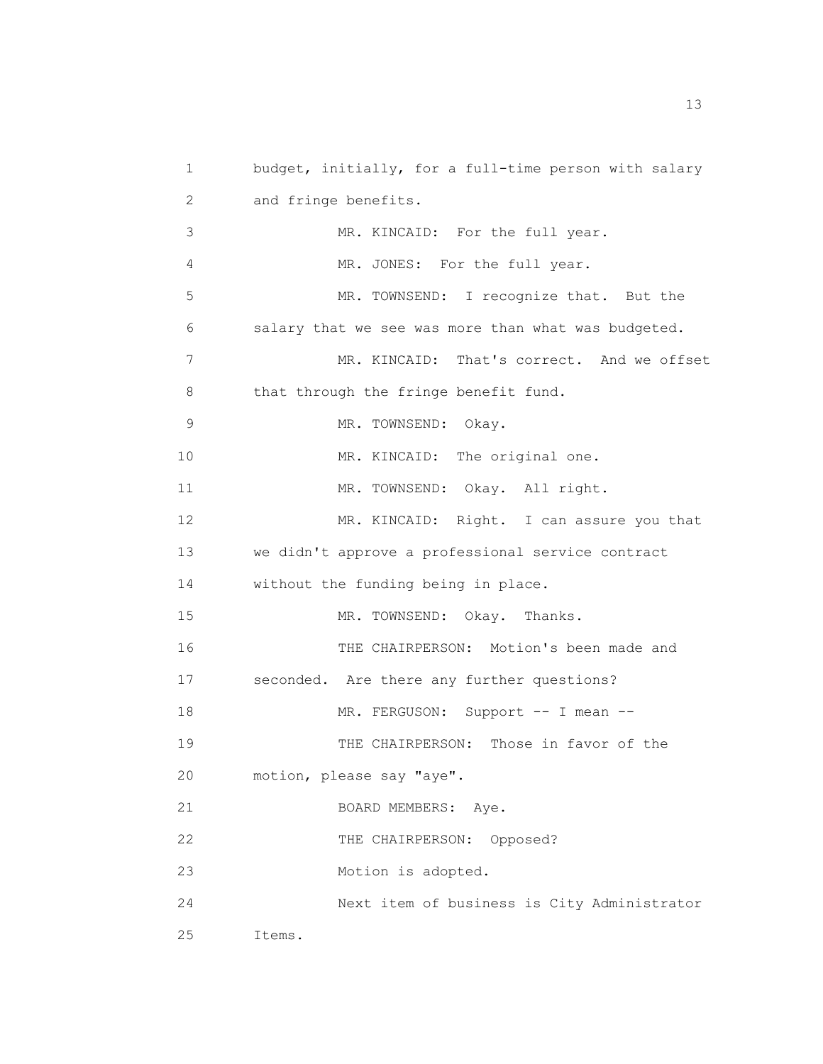budget, initially, for a full-time person with salary and fringe benefits.

MR. KINCAID: For the full year.

MR. JONES: For the full year.

MR. TOWNSEND: I recognize that. But the salary that we see was more than what was budgeted.

MR. KINCAID: That's correct. And we offset that through the fringe benefit fund.

MR. TOWNSEND: Okay.

MR. KINCAID: The original one.

MR. TOWNSEND: Okay. All right.

MR. KINCAID: Right. I can assure you that we didn't approve a professional service contract without the funding being in place.

MR. TOWNSEND: Okay. Thanks.

THE CHAIRPERSON: Motion's been made and seconded. Are there any further questions?

MR. FERGUSON: Support -- I mean --

THE CHAIRPERSON: Those in favor of the motion, please say "aye".

BOARD MEMBERS: Aye.

THE CHAIRPERSON: Opposed?

Motion is adopted.

Next item of business is City Administrator Items.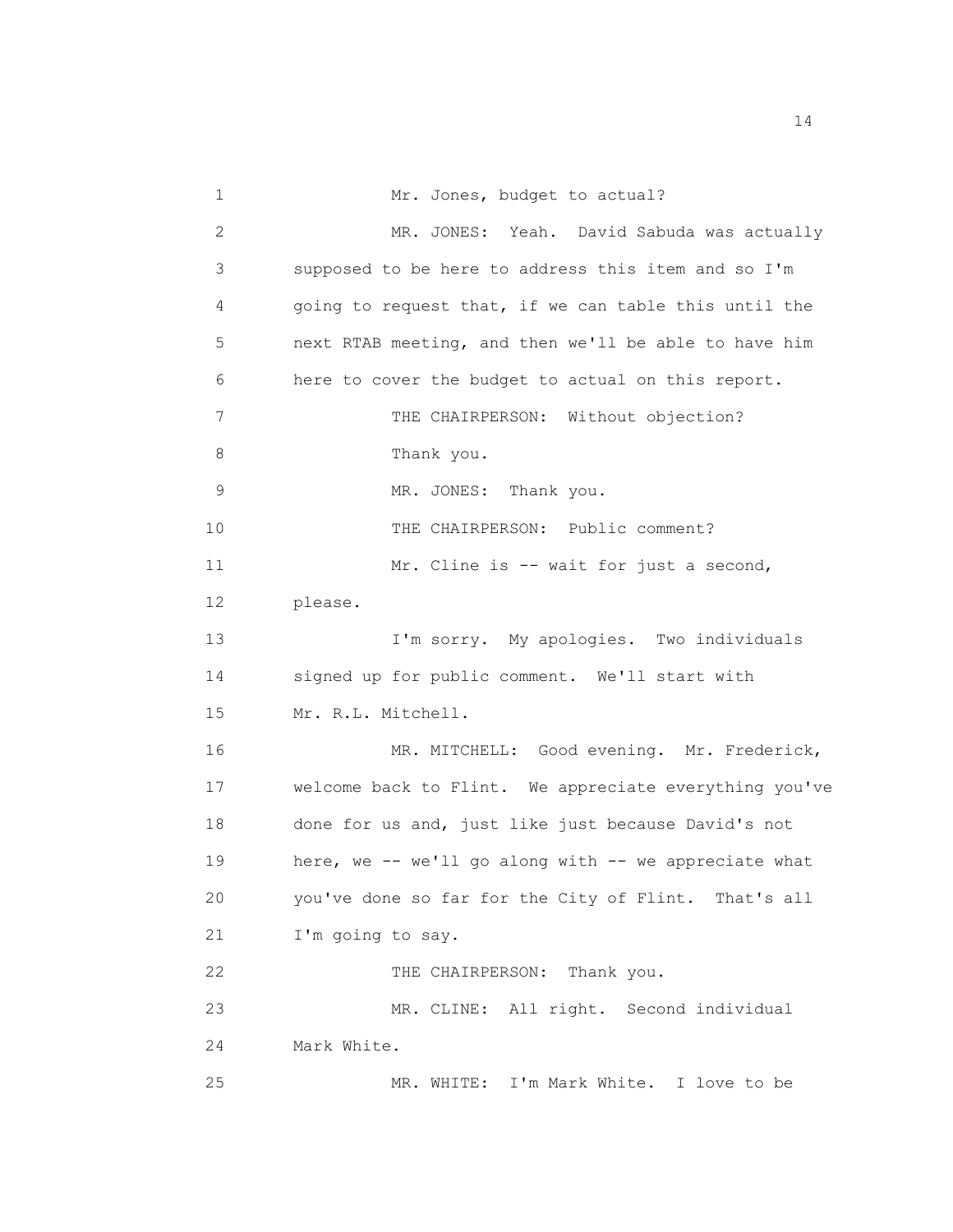Mr. Jones, budget to actual?

MR. JONES: Yeah. David Sabuda was actually supposed to be here to address this item and so I'm going to request that, if we can table this until the next RTAB meeting, and then we'll be able to have him here to cover the budget to actual on this report.

THE CHAIRPERSON: Without objection?

Thank you.

MR. JONES: Thank you.

THE CHAIRPERSON: Public comment?

Mr. Cline is -- wait for just a second, please.

I'm sorry. My apologies. Two individuals signed up for public comment. We'll start with Mr. R.L. Mitchell.

MR. MITCHELL: Good evening. Mr. Frederick, welcome back to Flint. We appreciate everything you've done for us and, just like just because David's not here, we -- we'll go along with -- we appreciate what you've done so far for the City of Flint. That's all I'm going to say.

THE CHAIRPERSON: Thank you.

MR. CLINE: All right. Second individual Mark White.

MR. WHITE: I'm Mark White. I love to be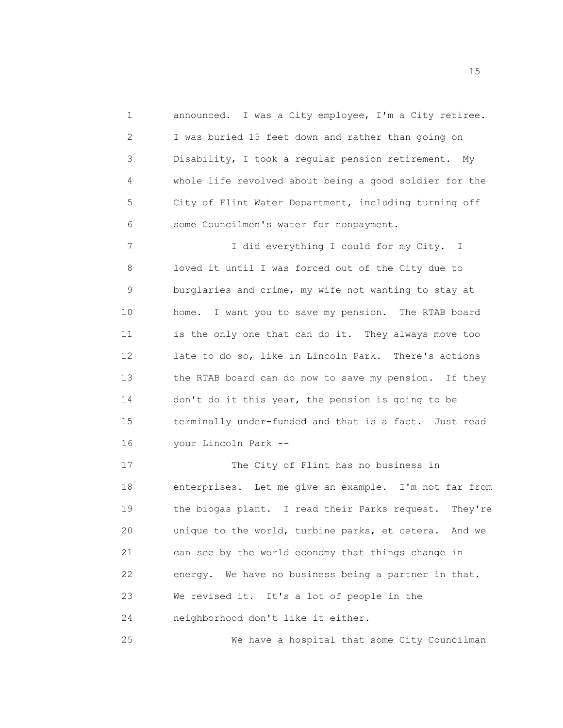announced. I was a City employee, I'm a City retiree. I was buried 15 feet down and rather than going on Disability, I took a regular pension retirement. My whole life revolved about being a good soldier for the City of Flint Water Department, including turning off some Councilmen's water for nonpayment.

I did everything I could for my City. I loved it until I was forced out of the City due to burglaries and crime, my wife not wanting to stay at home. I want you to save my pension. The RTAB board is the only one that can do it. They always move too late to do so, like in Lincoln Park. There's actions the RTAB board can do now to save my pension. If they don't do it this year, the pension is going to be terminally under-funded and that is a fact. Just read your Lincoln Park --

The City of Flint has no business in enterprises. Let me give an example. I'm not far from the biogas plant. I read their Parks request. They're unique to the world, turbine parks, et cetera. And we can see by the world economy that things change in energy. We have no business being a partner in that. We revised it. It's a lot of people in the neighborhood don't like it either.

We have a hospital that some City Councilman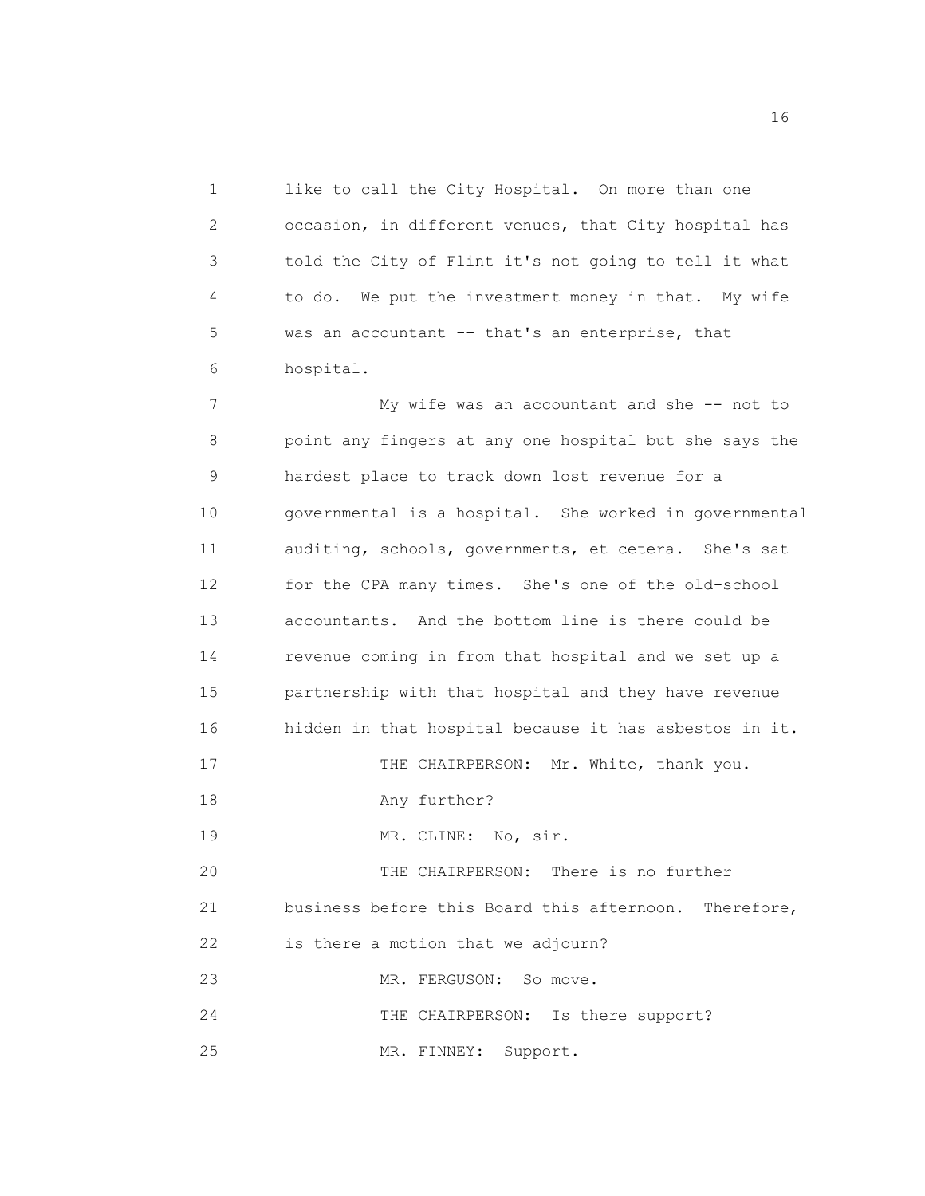1 like to call the City Hospital. On more than one
2 occasion, in different venues, that City hospital has
3 told the City of Flint it's not going to tell it what
4 to do. We put the investment money in that. My wife
5 was an accountant -- that's an enterprise, that
6 hospital.

7 My wife was an accountant and she -- not to
8 point any fingers at any one hospital but she says the
9 hardest place to track down lost revenue for a
10 governmental is a hospital. She worked in governmental
11 auditing, schools, governments, et cetera. She's sat
12 for the CPA many times. She's one of the old-school
13 accountants. And the bottom line is there could be
14 revenue coming in from that hospital and we set up a
15 partnership with that hospital and they have revenue
16 hidden in that hospital because it has asbestos in it.

17 THE CHAIRPERSON: Mr. White, thank you.

18 Any further?

19 MR. CLINE: No, sir.

20 THE CHAIRPERSON: There is no further
21 business before this Board this afternoon. Therefore,
22 is there a motion that we adjourn?

23 MR. FERGUSON: So move.

24 THE CHAIRPERSON: Is there support?

25 MR. FINNEY: Support.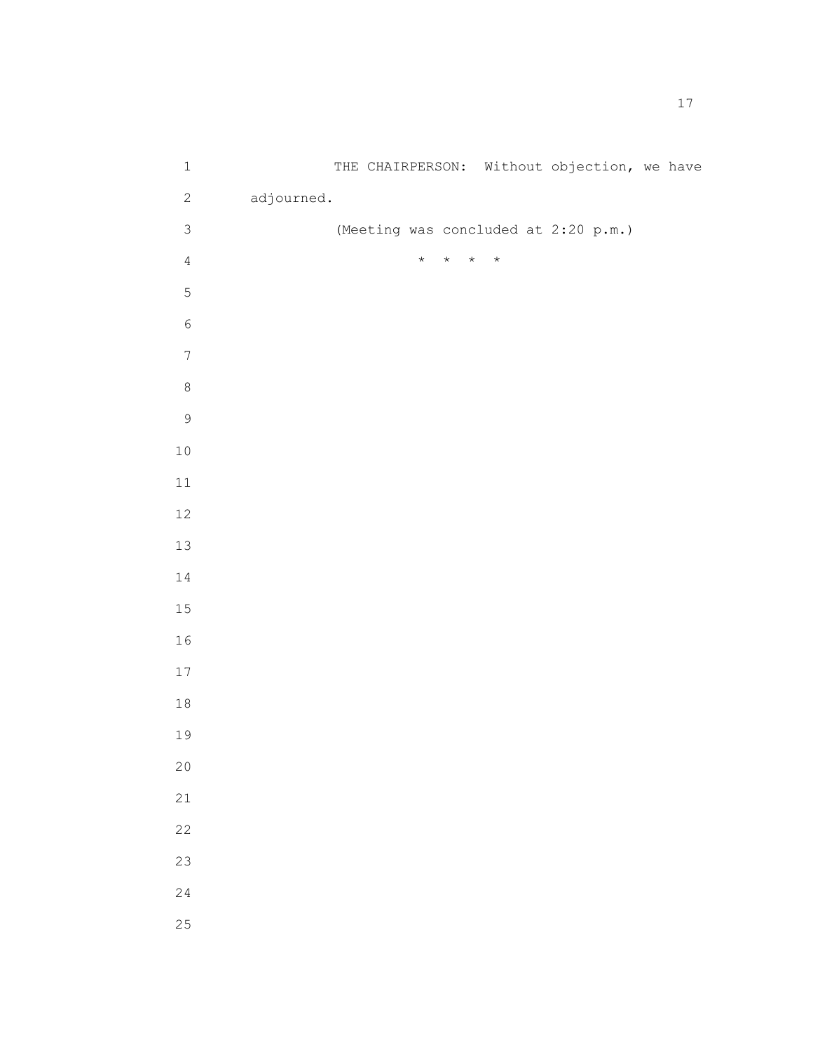THE CHAIRPERSON: Without objection, we have adjourned.

(Meeting was concluded at 2:20 p.m.)

\* \* \* \*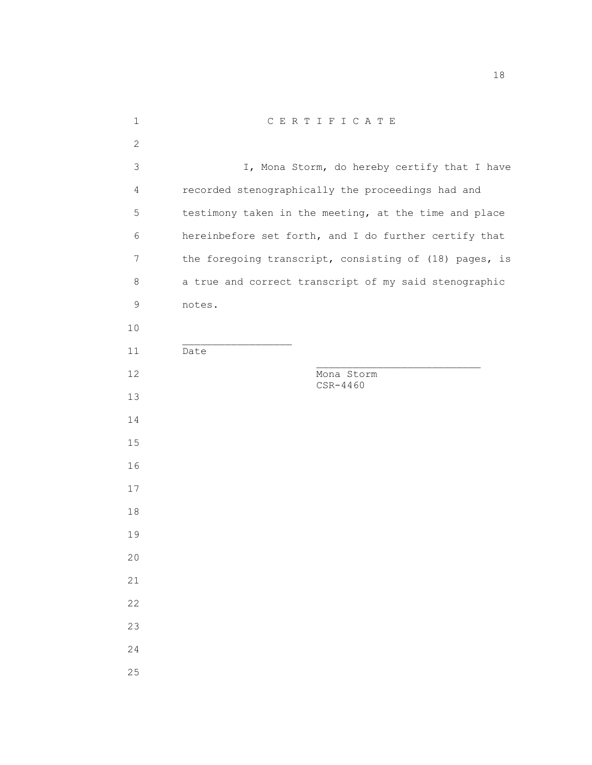# C E R T I F I C A T E

I, Mona Storm, do hereby certify that I have recorded stenographically the proceedings had and testimony taken in the meeting, at the time and place hereinbefore set forth, and I do further certify that the foregoing transcript, consisting of (18) pages, is a true and correct transcript of my said stenographic notes.

\_\_\_\_\_\_\_\_\_\_\_\_\_\_\_\_\_\_
Date

\_\_\_\_\_\_\_\_\_\_\_\_\_\_\_\_\_\_\_\_\_\_\_\_\_\_\_
Mona Storm
CSR-4460